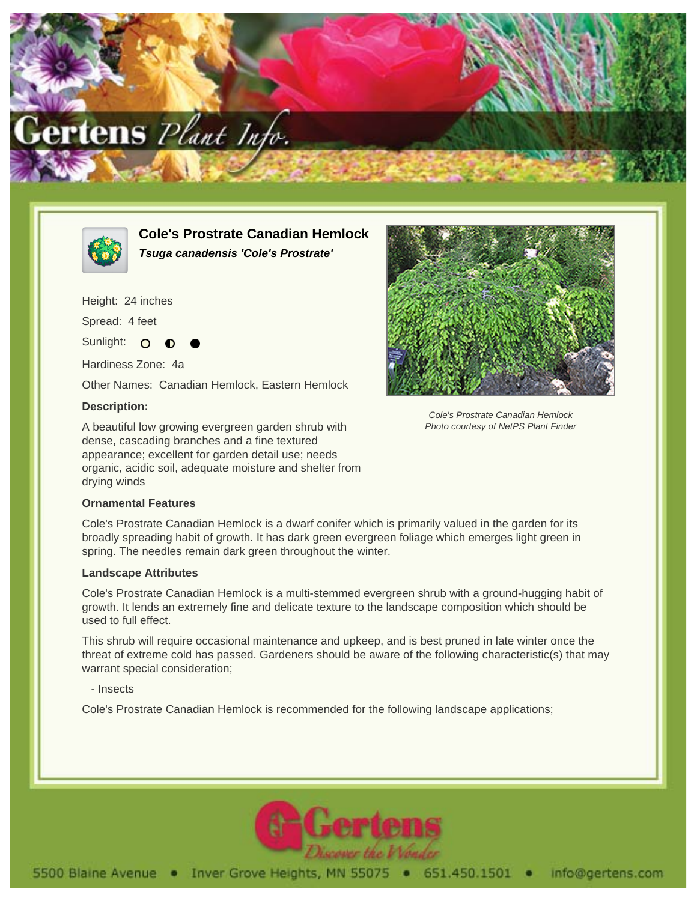# Cole's Prostrate Canadian Hemlock

***Tsuga canadensis 'Cole's Prostrate'***

Height: 24 inches

Spread: 4 feet

Sunlight: ○ ◐ ●

Hardiness Zone: 4a

Other Names: Canadian Hemlock, Eastern Hemlock

**Description:**

A beautiful low growing evergreen garden shrub with dense, cascading branches and a fine textured appearance; excellent for garden detail use; needs organic, acidic soil, adequate moisture and shelter from drying winds

*Cole's Prostrate Canadian Hemlock*
*Photo courtesy of NetPS Plant Finder*

**Ornamental Features**

Cole's Prostrate Canadian Hemlock is a dwarf conifer which is primarily valued in the garden for its broadly spreading habit of growth. It has dark green evergreen foliage which emerges light green in spring. The needles remain dark green throughout the winter.

**Landscape Attributes**

Cole's Prostrate Canadian Hemlock is a multi-stemmed evergreen shrub with a ground-hugging habit of growth. It lends an extremely fine and delicate texture to the landscape composition which should be used to full effect.

This shrub will require occasional maintenance and upkeep, and is best pruned in late winter once the threat of extreme cold has passed. Gardeners should be aware of the following characteristic(s) that may warrant special consideration;

- Insects

Cole's Prostrate Canadian Hemlock is recommended for the following landscape applications;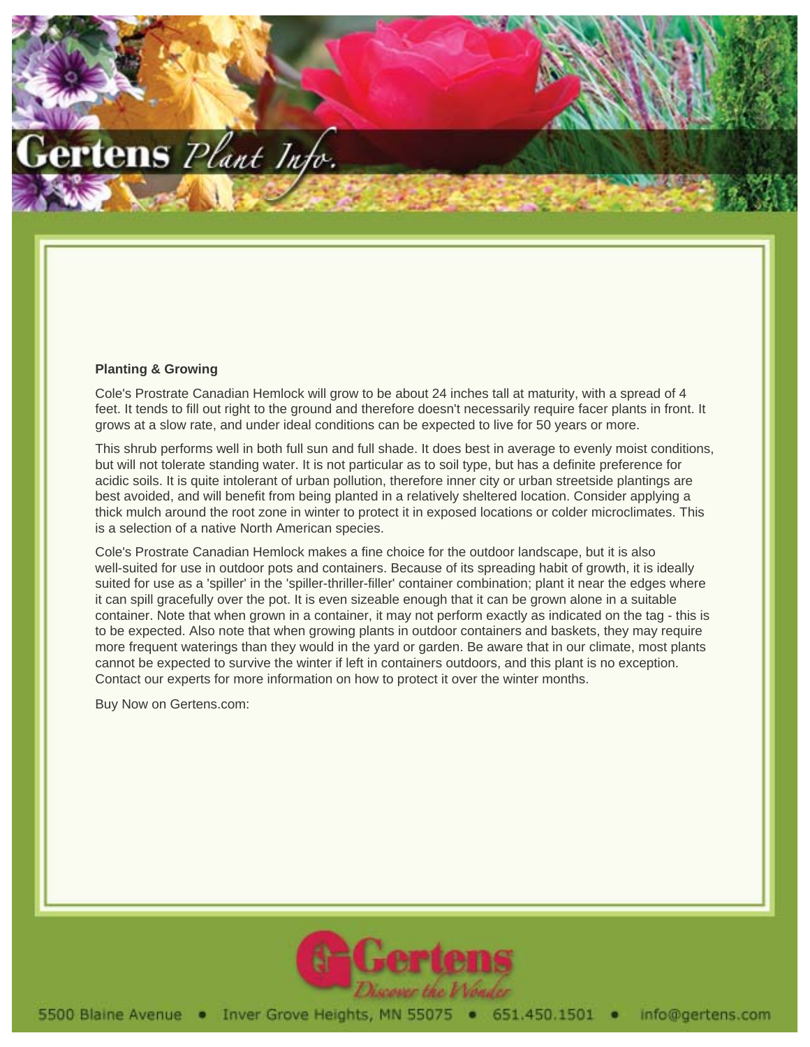**Planting & Growing**

Cole's Prostrate Canadian Hemlock will grow to be about 24 inches tall at maturity, with a spread of 4 feet. It tends to fill out right to the ground and therefore doesn't necessarily require facer plants in front. It grows at a slow rate, and under ideal conditions can be expected to live for 50 years or more.

This shrub performs well in both full sun and full shade. It does best in average to evenly moist conditions, but will not tolerate standing water. It is not particular as to soil type, but has a definite preference for acidic soils. It is quite intolerant of urban pollution, therefore inner city or urban streetside plantings are best avoided, and will benefit from being planted in a relatively sheltered location. Consider applying a thick mulch around the root zone in winter to protect it in exposed locations or colder microclimates. This is a selection of a native North American species.

Cole's Prostrate Canadian Hemlock makes a fine choice for the outdoor landscape, but it is also well-suited for use in outdoor pots and containers. Because of its spreading habit of growth, it is ideally suited for use as a 'spiller' in the 'spiller-thriller-filler' container combination; plant it near the edges where it can spill gracefully over the pot. It is even sizeable enough that it can be grown alone in a suitable container. Note that when grown in a container, it may not perform exactly as indicated on the tag - this is to be expected. Also note that when growing plants in outdoor containers and baskets, they may require more frequent waterings than they would in the yard or garden. Be aware that in our climate, most plants cannot be expected to survive the winter if left in containers outdoors, and this plant is no exception. Contact our experts for more information on how to protect it over the winter months.

Buy Now on Gertens.com:

5500 Blaine Avenue • Inver Grove Heights, MN 55075 • 651.450.1501 • info@gertens.com